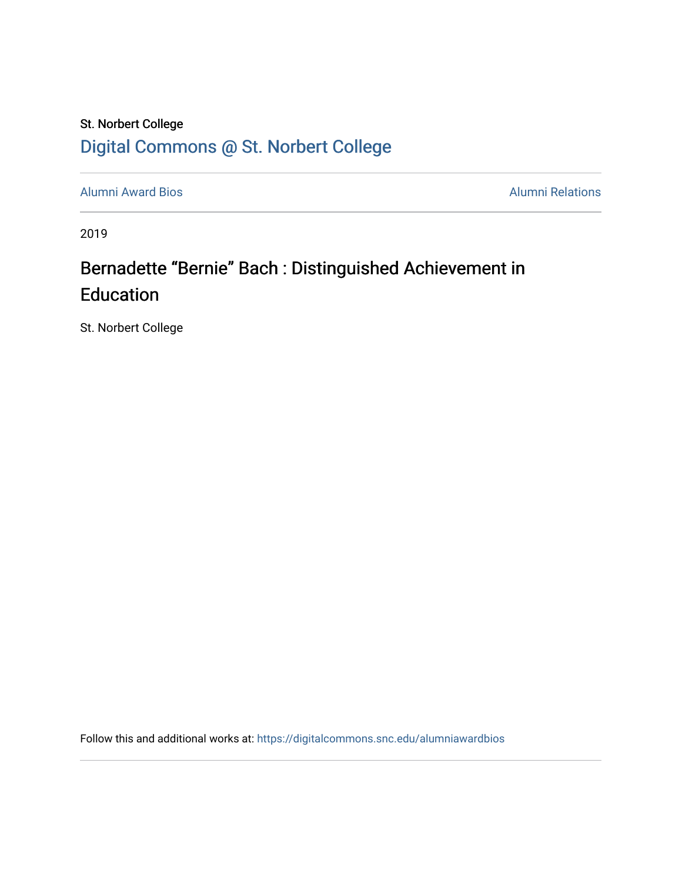St. Norbert College

Digital Commons @ St. Norbert College

Alumni Award Bios | Alumni Relations

2019

# Bernadette “Bernie” Bach : Distinguished Achievement in Education

St. Norbert College

Follow this and additional works at: https://digitalcommons.snc.edu/alumniawardbios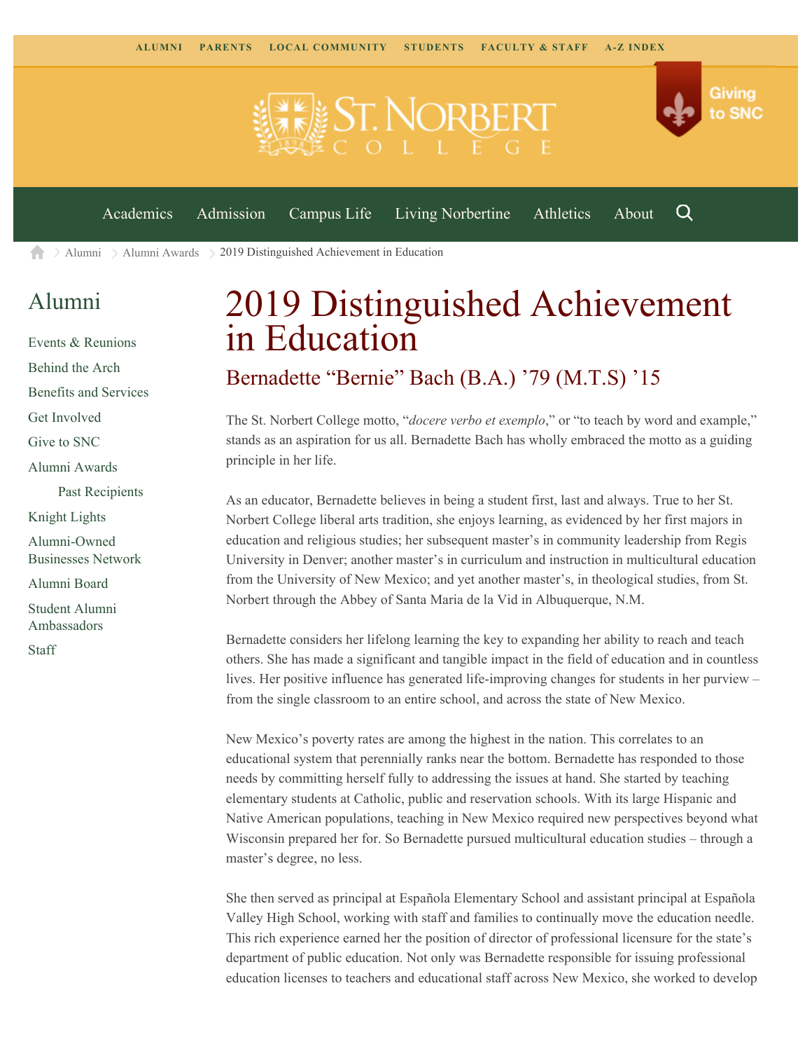ALUMNI PARENTS LOCAL COMMUNITY STUDENTS FACULTY & STAFF A-Z INDEX

Giving to SNC

Academics Admission Campus Life Living Norbertine Athletics About

Alumni > Alumni Awards > 2019 Distinguished Achievement in Education

## Alumni

- Events & Reunions
- Behind the Arch
- Benefits and Services
- Get Involved
- Give to SNC
- Alumni Awards
  - Past Recipients
- Knight Lights
- Alumni-Owned Businesses Network
- Alumni Board
- Student Alumni Ambassadors
- Staff

# 2019 Distinguished Achievement in Education

## Bernadette "Bernie" Bach (B.A.) '79 (M.T.S) '15

The St. Norbert College motto, "*docere verbo et exemplo*," or "to teach by word and example," stands as an aspiration for us all. Bernadette Bach has wholly embraced the motto as a guiding principle in her life.

As an educator, Bernadette believes in being a student first, last and always. True to her St. Norbert College liberal arts tradition, she enjoys learning, as evidenced by her first majors in education and religious studies; her subsequent master's in community leadership from Regis University in Denver; another master's in curriculum and instruction in multicultural education from the University of New Mexico; and yet another master's, in theological studies, from St. Norbert through the Abbey of Santa Maria de la Vid in Albuquerque, N.M.

Bernadette considers her lifelong learning the key to expanding her ability to reach and teach others. She has made a significant and tangible impact in the field of education and in countless lives. Her positive influence has generated life-improving changes for students in her purview – from the single classroom to an entire school, and across the state of New Mexico.

New Mexico's poverty rates are among the highest in the nation. This correlates to an educational system that perennially ranks near the bottom. Bernadette has responded to those needs by committing herself fully to addressing the issues at hand. She started by teaching elementary students at Catholic, public and reservation schools. With its large Hispanic and Native American populations, teaching in New Mexico required new perspectives beyond what Wisconsin prepared her for. So Bernadette pursued multicultural education studies – through a master's degree, no less.

She then served as principal at Española Elementary School and assistant principal at Española Valley High School, working with staff and families to continually move the education needle. This rich experience earned her the position of director of professional licensure for the state's department of public education. Not only was Bernadette responsible for issuing professional education licenses to teachers and educational staff across New Mexico, she worked to develop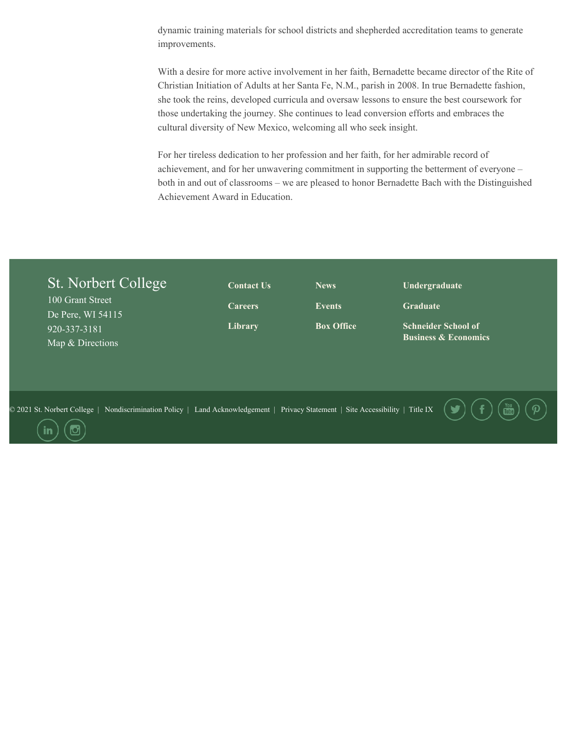dynamic training materials for school districts and shepherded accreditation teams to generate improvements.

With a desire for more active involvement in her faith, Bernadette became director of the Rite of Christian Initiation of Adults at her Santa Fe, N.M., parish in 2008. In true Bernadette fashion, she took the reins, developed curricula and oversaw lessons to ensure the best coursework for those undertaking the journey. She continues to lead conversion efforts and embraces the cultural diversity of New Mexico, welcoming all who seek insight.

For her tireless dedication to her profession and her faith, for her admirable record of achievement, and for her unwavering commitment in supporting the betterment of everyone – both in and out of classrooms – we are pleased to honor Bernadette Bach with the Distinguished Achievement Award in Education.

St. Norbert College
100 Grant Street
De Pere, WI 54115
920-337-3181
Map & Directions

**Contact Us**
**Careers**
**Library**

**News**
**Events**
**Box Office**

**Undergraduate**
**Graduate**
**Schneider School of Business & Economics**

© 2021 St. Norbert College | Nondiscrimination Policy | Land Acknowledgement | Privacy Statement | Site Accessibility | Title IX